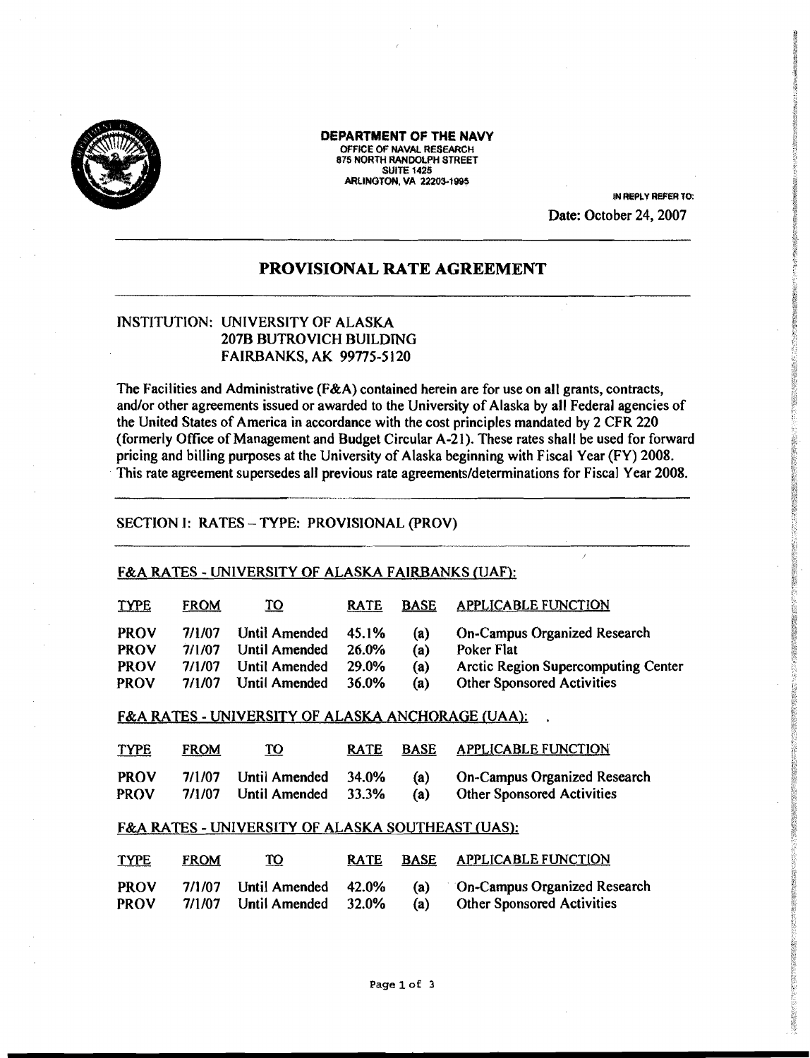**DEPARTMENT OF THE NAVY**
OFFICE OF NAVAL RESEARCH
875 NORTH RANDOLPH STREET
SUITE 1425
ARLINGTON, VA 22203-1995

IN REPLY REFER TO:

Date: October 24, 2007

## PROVISIONAL RATE AGREEMENT

INSTITUTION: UNIVERSITY OF ALASKA
207B BUTROVICH BUILDING
FAIRBANKS, AK 99775-5120

The Facilities and Administrative (F&A) contained herein are for use on all grants, contracts, and/or other agreements issued or awarded to the University of Alaska by all Federal agencies of the United States of America in accordance with the cost principles mandated by 2 CFR 220 (formerly Office of Management and Budget Circular A-21). These rates shall be used for forward pricing and billing purposes at the University of Alaska beginning with Fiscal Year (FY) 2008. This rate agreement supersedes all previous rate agreements/determinations for Fiscal Year 2008.

SECTION I: RATES – TYPE: PROVISIONAL (PROV)

F&A RATES - UNIVERSITY OF ALASKA FAIRBANKS (UAF):

| TYPE | FROM | TO | RATE | BASE | APPLICABLE FUNCTION |
|---|---|---|---|---|---|
| PROV | 7/1/07 | Until Amended | 45.1% | (a) | On-Campus Organized Research |
| PROV | 7/1/07 | Until Amended | 26.0% | (a) | Poker Flat |
| PROV | 7/1/07 | Until Amended | 29.0% | (a) | Arctic Region Supercomputing Center |
| PROV | 7/1/07 | Until Amended | 36.0% | (a) | Other Sponsored Activities |

F&A RATES - UNIVERSITY OF ALASKA ANCHORAGE (UAA):

| TYPE | FROM | TO | RATE | BASE | APPLICABLE FUNCTION |
|---|---|---|---|---|---|
| PROV | 7/1/07 | Until Amended | 34.0% | (a) | On-Campus Organized Research |
| PROV | 7/1/07 | Until Amended | 33.3% | (a) | Other Sponsored Activities |

F&A RATES - UNIVERSITY OF ALASKA SOUTHEAST (UAS):

| TYPE | FROM | TO | RATE | BASE | APPLICABLE FUNCTION |
|---|---|---|---|---|---|
| PROV | 7/1/07 | Until Amended | 42.0% | (a) | On-Campus Organized Research |
| PROV | 7/1/07 | Until Amended | 32.0% | (a) | Other Sponsored Activities |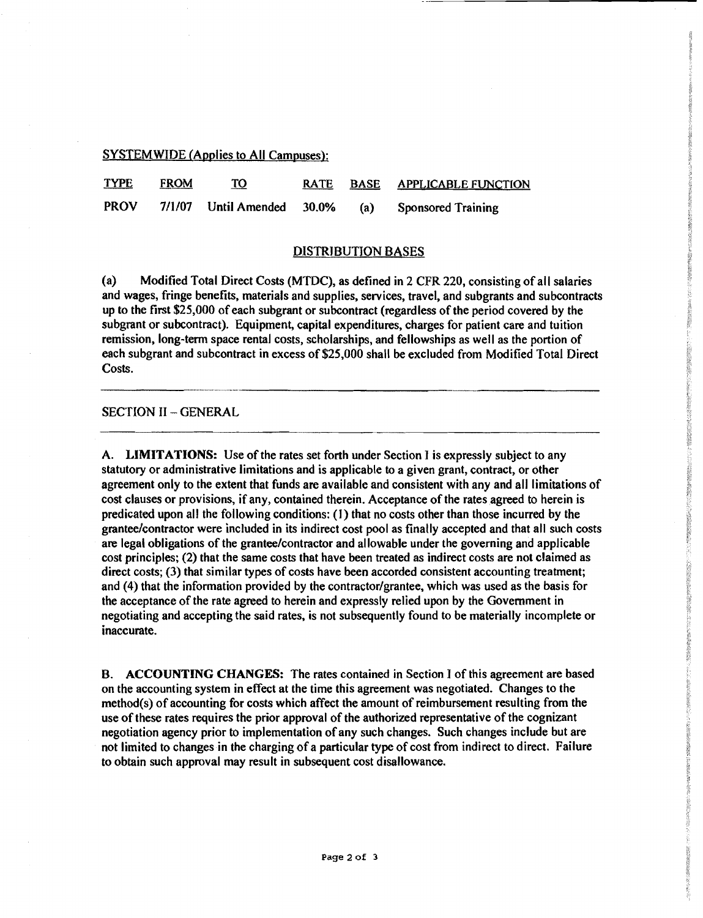SYSTEMWIDE (Applies to All Campuses):

| TYPE | FROM | TO | RATE | BASE | APPLICABLE FUNCTION |
|---|---|---|---|---|---|
| PROV | 7/1/07 | Until Amended | 30.0% | (a) | Sponsored Training |

## DISTRIBUTION BASES

(a) Modified Total Direct Costs (MTDC), as defined in 2 CFR 220, consisting of all salaries and wages, fringe benefits, materials and supplies, services, travel, and subgrants and subcontracts up to the first $25,000 of each subgrant or subcontract (regardless of the period covered by the subgrant or subcontract). Equipment, capital expenditures, charges for patient care and tuition remission, long-term space rental costs, scholarships, and fellowships as well as the portion of each subgrant and subcontract in excess of $25,000 shall be excluded from Modified Total Direct Costs.

---

## SECTION II – GENERAL

---

A. **LIMITATIONS:** Use of the rates set forth under Section I is expressly subject to any statutory or administrative limitations and is applicable to a given grant, contract, or other agreement only to the extent that funds are available and consistent with any and all limitations of cost clauses or provisions, if any, contained therein. Acceptance of the rates agreed to herein is predicated upon all the following conditions: (1) that no costs other than those incurred by the grantee/contractor were included in its indirect cost pool as finally accepted and that all such costs are legal obligations of the grantee/contractor and allowable under the governing and applicable cost principles; (2) that the same costs that have been treated as indirect costs are not claimed as direct costs; (3) that similar types of costs have been accorded consistent accounting treatment; and (4) that the information provided by the contractor/grantee, which was used as the basis for the acceptance of the rate agreed to herein and expressly relied upon by the Government in negotiating and accepting the said rates, is not subsequently found to be materially incomplete or inaccurate.

B. **ACCOUNTING CHANGES:** The rates contained in Section I of this agreement are based on the accounting system in effect at the time this agreement was negotiated. Changes to the method(s) of accounting for costs which affect the amount of reimbursement resulting from the use of these rates requires the prior approval of the authorized representative of the cognizant negotiation agency prior to implementation of any such changes. Such changes include but are not limited to changes in the charging of a particular type of cost from indirect to direct. Failure to obtain such approval may result in subsequent cost disallowance.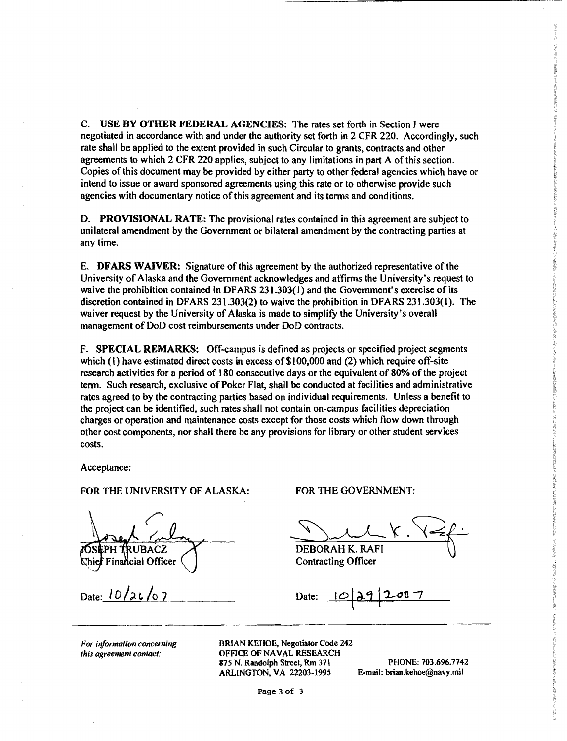C. **USE BY OTHER FEDERAL AGENCIES:** The rates set forth in Section I were negotiated in accordance with and under the authority set forth in 2 CFR 220. Accordingly, such rate shall be applied to the extent provided in such Circular to grants, contracts and other agreements to which 2 CFR 220 applies, subject to any limitations in part A of this section. Copies of this document may be provided by either party to other federal agencies which have or intend to issue or award sponsored agreements using this rate or to otherwise provide such agencies with documentary notice of this agreement and its terms and conditions.

D. **PROVISIONAL RATE:** The provisional rates contained in this agreement are subject to unilateral amendment by the Government or bilateral amendment by the contracting parties at any time.

E. **DFARS WAIVER:** Signature of this agreement by the authorized representative of the University of Alaska and the Government acknowledges and affirms the University's request to waive the prohibition contained in DFARS 231.303(1) and the Government's exercise of its discretion contained in DFARS 231.303(2) to waive the prohibition in DFARS 231.303(1). The waiver request by the University of Alaska is made to simplify the University's overall management of DoD cost reimbursements under DoD contracts.

F. **SPECIAL REMARKS:** Off-campus is defined as projects or specified project segments which (1) have estimated direct costs in excess of $100,000 and (2) which require off-site research activities for a period of 180 consecutive days or the equivalent of 80% of the project term. Such research, exclusive of Poker Flat, shall be conducted at facilities and administrative rates agreed to by the contracting parties based on individual requirements. Unless a benefit to the project can be identified, such rates shall not contain on-campus facilities depreciation charges or operation and maintenance costs except for those costs which flow down through other cost components, nor shall there be any provisions for library or other student services costs.

Acceptance:

FOR THE UNIVERSITY OF ALASKA:

JOSEPH TRUBACZ
Chief Financial Officer

Date: 10/26/07

FOR THE GOVERNMENT:

DEBORAH K. RAFI
Contracting Officer

Date: 10/29/2007

*For information concerning this agreement contact:*

BRIAN KEHOE, Negotiator Code 242
OFFICE OF NAVAL RESEARCH
875 N. Randolph Street, Rm 371
ARLINGTON, VA 22203-1995

PHONE: 703.696.7742
E-mail: brian.kehoe@navy.mil